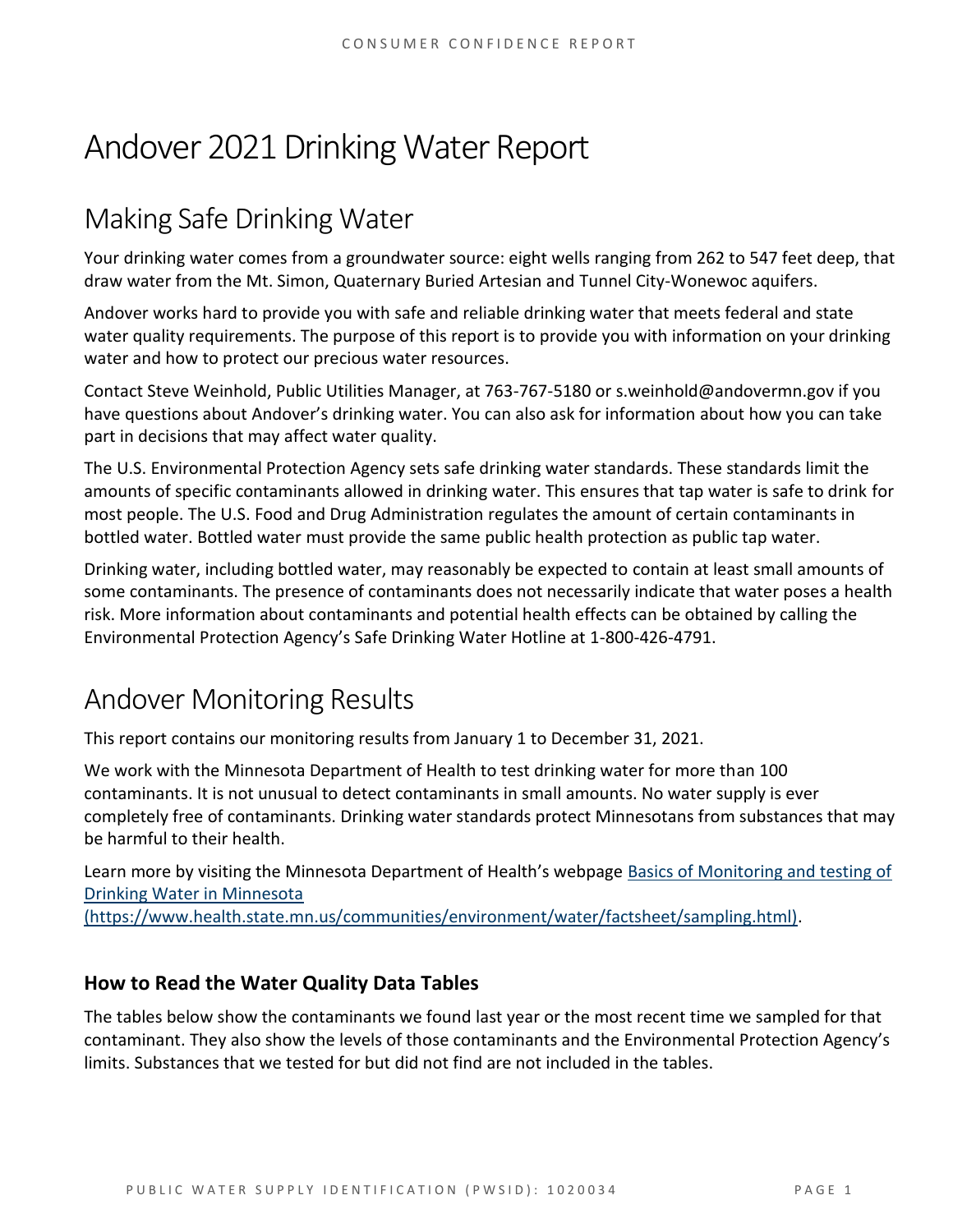# Andover 2021 Drinking Water Report

## Making Safe Drinking Water

Your drinking water comes from a groundwater source: eight wells ranging from 262 to 547 feet deep, that draw water from the Mt. Simon, Quaternary Buried Artesian and Tunnel City-Wonewoc aquifers.

Andover works hard to provide you with safe and reliable drinking water that meets federal and state water quality requirements. The purpose of this report is to provide you with information on your drinking water and how to protect our precious water resources.

Contact Steve Weinhold, Public Utilities Manager, at 763-767-5180 or s.weinhold@andovermn.gov if you have questions about Andover's drinking water. You can also ask for information about how you can take part in decisions that may affect water quality.

The U.S. Environmental Protection Agency sets safe drinking water standards. These standards limit the amounts of specific contaminants allowed in drinking water. This ensures that tap water is safe to drink for most people. The U.S. Food and Drug Administration regulates the amount of certain contaminants in bottled water. Bottled water must provide the same public health protection as public tap water.

Drinking water, including bottled water, may reasonably be expected to contain at least small amounts of some contaminants. The presence of contaminants does not necessarily indicate that water poses a health risk. More information about contaminants and potential health effects can be obtained by calling the Environmental Protection Agency's Safe Drinking Water Hotline at 1-800-426-4791.

## Andover Monitoring Results

This report contains our monitoring results from January 1 to December 31, 2021.

We work with the Minnesota Department of Health to test drinking water for more than 100 contaminants. It is not unusual to detect contaminants in small amounts. No water supply is ever completely free of contaminants. Drinking water standards protect Minnesotans from substances that may be harmful to their health.

Learn more by visiting the Minnesota Department of Health's webpage [Basics of Monitoring and testing of Drinking Water in Minnesota (https://www.health.state.mn.us/communities/environment/water/factsheet/sampling.html)](https://www.health.state.mn.us/communities/environment/water/factsheet/sampling.html).

### How to Read the Water Quality Data Tables

The tables below show the contaminants we found last year or the most recent time we sampled for that contaminant. They also show the levels of those contaminants and the Environmental Protection Agency's limits. Substances that we tested for but did not find are not included in the tables.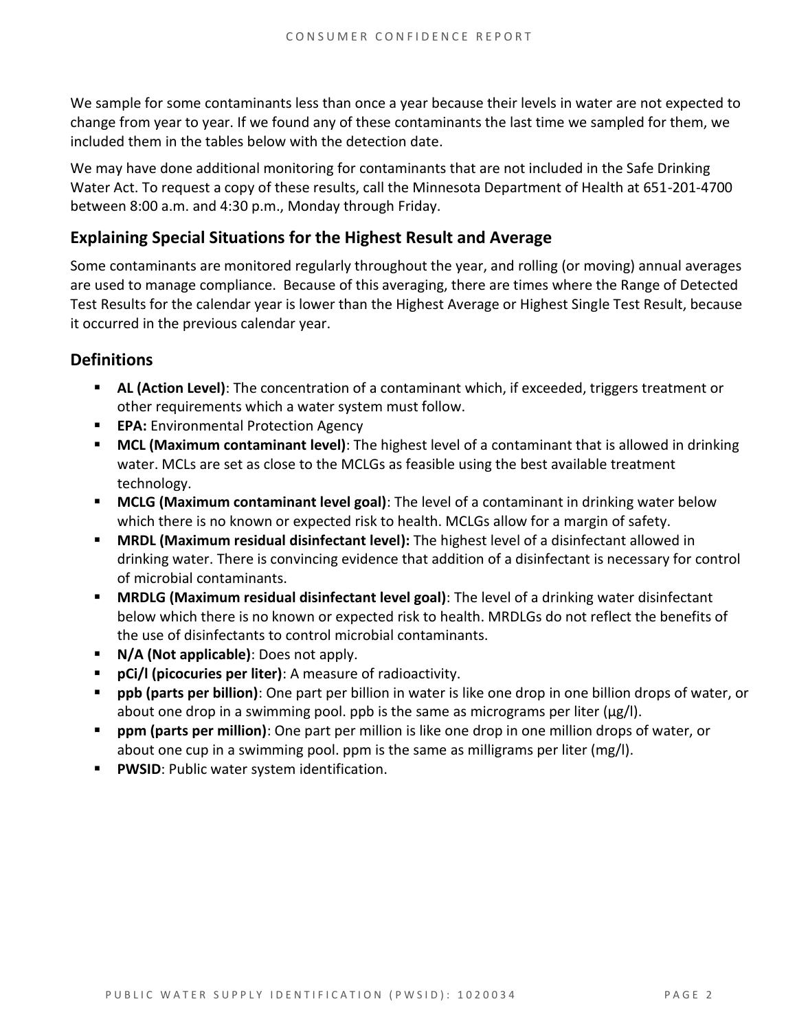We sample for some contaminants less than once a year because their levels in water are not expected to change from year to year. If we found any of these contaminants the last time we sampled for them, we included them in the tables below with the detection date.

We may have done additional monitoring for contaminants that are not included in the Safe Drinking Water Act. To request a copy of these results, call the Minnesota Department of Health at 651-201-4700 between 8:00 a.m. and 4:30 p.m., Monday through Friday.

## Explaining Special Situations for the Highest Result and Average

Some contaminants are monitored regularly throughout the year, and rolling (or moving) annual averages are used to manage compliance. Because of this averaging, there are times where the Range of Detected Test Results for the calendar year is lower than the Highest Average or Highest Single Test Result, because it occurred in the previous calendar year.

## Definitions

- **AL (Action Level)**: The concentration of a contaminant which, if exceeded, triggers treatment or other requirements which a water system must follow.
- **EPA:** Environmental Protection Agency
- **MCL (Maximum contaminant level)**: The highest level of a contaminant that is allowed in drinking water. MCLs are set as close to the MCLGs as feasible using the best available treatment technology.
- **MCLG (Maximum contaminant level goal)**: The level of a contaminant in drinking water below which there is no known or expected risk to health. MCLGs allow for a margin of safety.
- **MRDL (Maximum residual disinfectant level):** The highest level of a disinfectant allowed in drinking water. There is convincing evidence that addition of a disinfectant is necessary for control of microbial contaminants.
- **MRDLG (Maximum residual disinfectant level goal)**: The level of a drinking water disinfectant below which there is no known or expected risk to health. MRDLGs do not reflect the benefits of the use of disinfectants to control microbial contaminants.
- **N/A (Not applicable)**: Does not apply.
- **pCi/l (picocuries per liter)**: A measure of radioactivity.
- **ppb (parts per billion)**: One part per billion in water is like one drop in one billion drops of water, or about one drop in a swimming pool. ppb is the same as micrograms per liter (μg/l).
- **ppm (parts per million)**: One part per million is like one drop in one million drops of water, or about one cup in a swimming pool. ppm is the same as milligrams per liter (mg/l).
- **PWSID**: Public water system identification.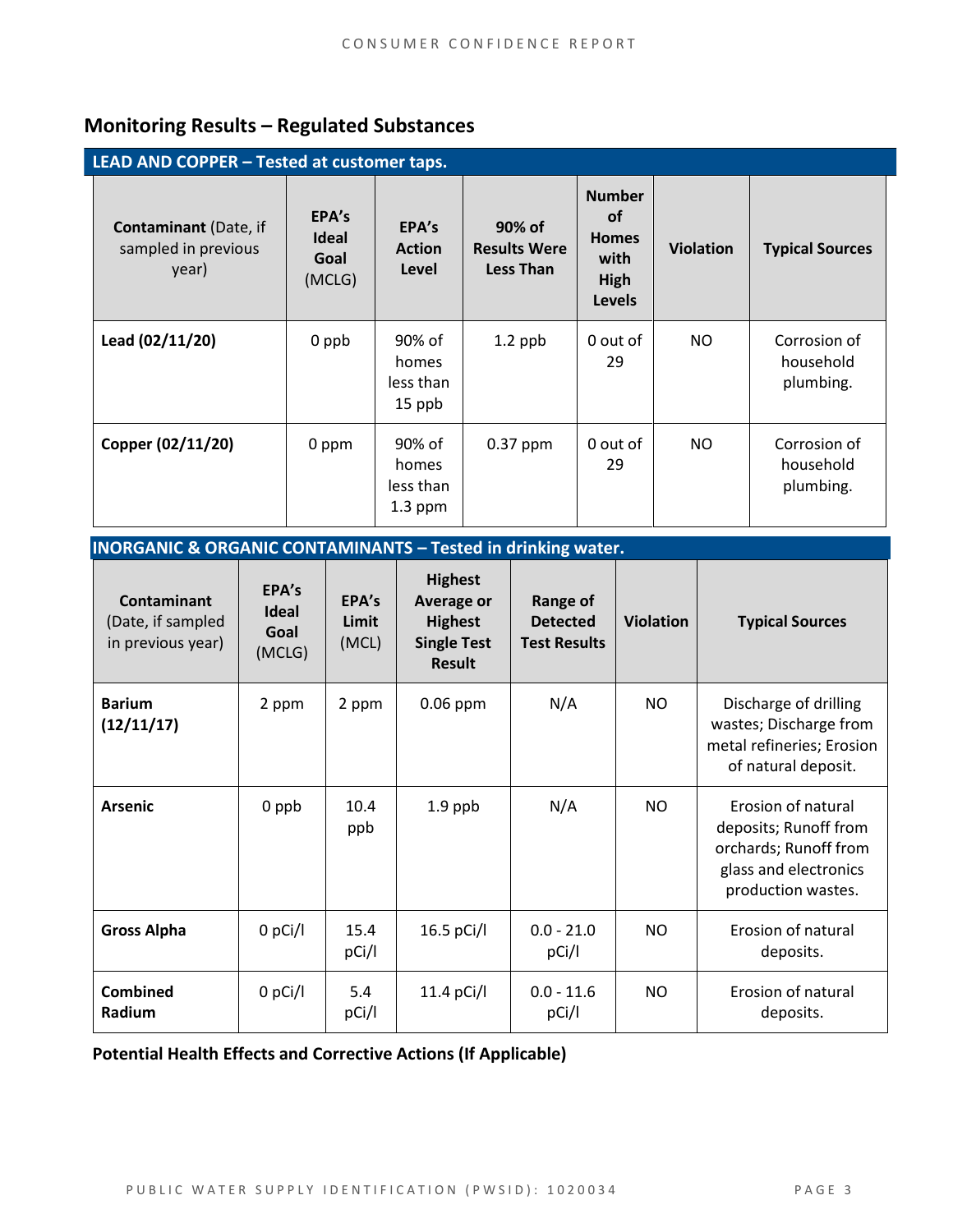## Monitoring Results – Regulated Substances

| LEAD AND COPPER – Tested at customer taps. | | | | | | |
|---|---|---|---|---|---|---|
| **Contaminant** (Date, if sampled in previous year) | **EPA's Ideal Goal** (MCLG) | **EPA's Action Level** | **90% of Results Were Less Than** | **Number of Homes with High Levels** | **Violation** | **Typical Sources** |
| **Lead (02/11/20)** | 0 ppb | 90% of homes less than 15 ppb | 1.2 ppb | 0 out of 29 | NO | Corrosion of household plumbing. |
| **Copper (02/11/20)** | 0 ppm | 90% of homes less than 1.3 ppm | 0.37 ppm | 0 out of 29 | NO | Corrosion of household plumbing. |

| INORGANIC & ORGANIC CONTAMINANTS – Tested in drinking water. | | | | | | |
|---|---|---|---|---|---|---|
| **Contaminant** (Date, if sampled in previous year) | **EPA's Ideal Goal** (MCLG) | **EPA's Limit** (MCL) | **Highest Average or Highest Single Test Result** | **Range of Detected Test Results** | **Violation** | **Typical Sources** |
| **Barium (12/11/17)** | 2 ppm | 2 ppm | 0.06 ppm | N/A | NO | Discharge of drilling wastes; Discharge from metal refineries; Erosion of natural deposit. |
| **Arsenic** | 0 ppb | 10.4 ppb | 1.9 ppb | N/A | NO | Erosion of natural deposits; Runoff from orchards; Runoff from glass and electronics production wastes. |
| **Gross Alpha** | 0 pCi/l | 15.4 pCi/l | 16.5 pCi/l | 0.0 - 21.0 pCi/l | NO | Erosion of natural deposits. |
| **Combined Radium** | 0 pCi/l | 5.4 pCi/l | 11.4 pCi/l | 0.0 - 11.6 pCi/l | NO | Erosion of natural deposits. |

**Potential Health Effects and Corrective Actions (If Applicable)**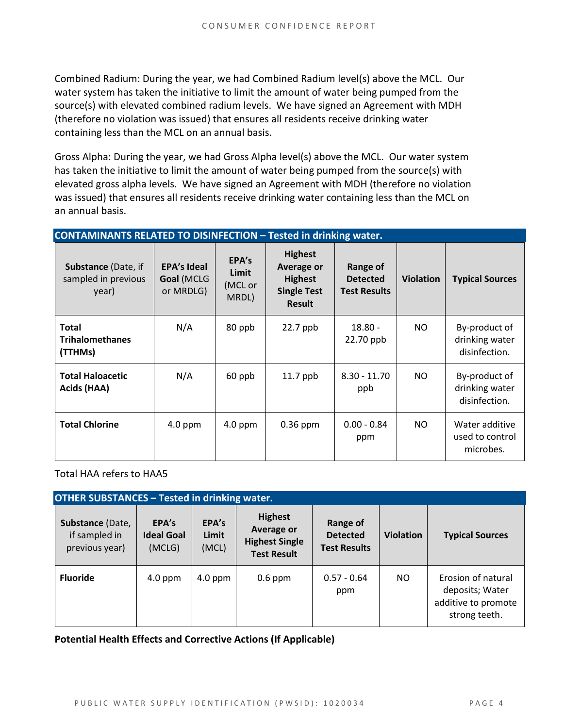Combined Radium: During the year, we had Combined Radium level(s) above the MCL. Our water system has taken the initiative to limit the amount of water being pumped from the source(s) with elevated combined radium levels. We have signed an Agreement with MDH (therefore no violation was issued) that ensures all residents receive drinking water containing less than the MCL on an annual basis.

Gross Alpha: During the year, we had Gross Alpha level(s) above the MCL. Our water system has taken the initiative to limit the amount of water being pumped from the source(s) with elevated gross alpha levels. We have signed an Agreement with MDH (therefore no violation was issued) that ensures all residents receive drinking water containing less than the MCL on an annual basis.

**CONTAMINANTS RELATED TO DISINFECTION – Tested in drinking water.**

| **Substance** (Date, if sampled in previous year) | **EPA's Ideal Goal** (MCLG or MRDLG) | **EPA's Limit** (MCL or MRDL) | **Highest Average or Highest Single Test Result** | **Range of Detected Test Results** | **Violation** | **Typical Sources** |
|---|---|---|---|---|---|---|
| **Total Trihalomethanes (TTHMs)** | N/A | 80 ppb | 22.7 ppb | 18.80 - 22.70 ppb | NO | By-product of drinking water disinfection. |
| **Total Haloacetic Acids (HAA)** | N/A | 60 ppb | 11.7 ppb | 8.30 - 11.70 ppb | NO | By-product of drinking water disinfection. |
| **Total Chlorine** | 4.0 ppm | 4.0 ppm | 0.36 ppm | 0.00 - 0.84 ppm | NO | Water additive used to control microbes. |

Total HAA refers to HAA5

**OTHER SUBSTANCES – Tested in drinking water.**

| **Substance** (Date, if sampled in previous year) | **EPA's Ideal Goal** (MCLG) | **EPA's Limit** (MCL) | **Highest Average or Highest Single Test Result** | **Range of Detected Test Results** | **Violation** | **Typical Sources** |
|---|---|---|---|---|---|---|
| **Fluoride** | 4.0 ppm | 4.0 ppm | 0.6 ppm | 0.57 - 0.64 ppm | NO | Erosion of natural deposits; Water additive to promote strong teeth. |

**Potential Health Effects and Corrective Actions (If Applicable)**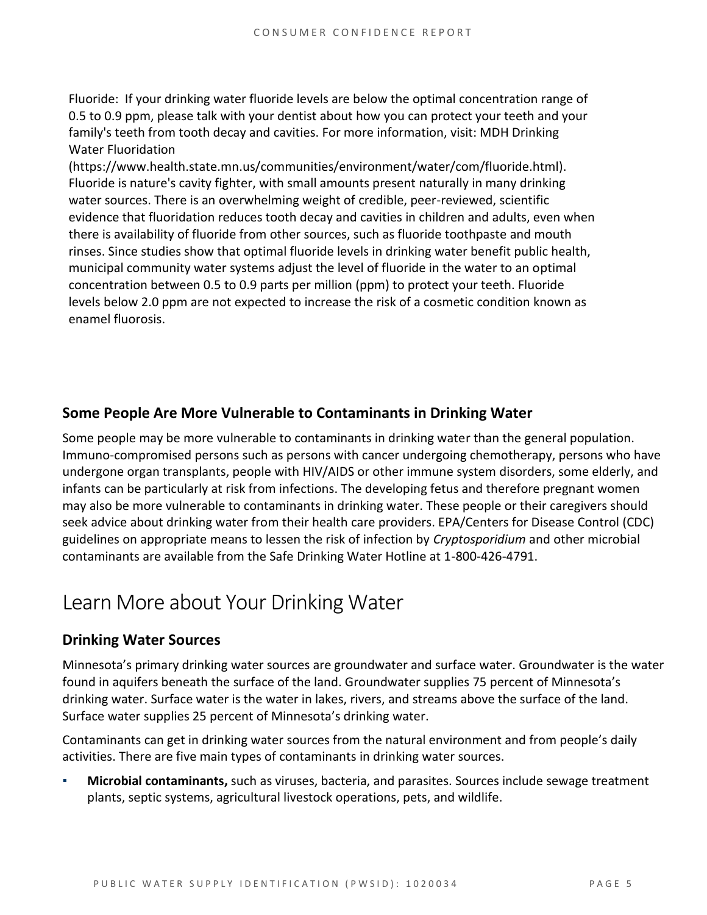Fluoride: If your drinking water fluoride levels are below the optimal concentration range of 0.5 to 0.9 ppm, please talk with your dentist about how you can protect your teeth and your family's teeth from tooth decay and cavities. For more information, visit: MDH Drinking Water Fluoridation (https://www.health.state.mn.us/communities/environment/water/com/fluoride.html). Fluoride is nature's cavity fighter, with small amounts present naturally in many drinking water sources. There is an overwhelming weight of credible, peer-reviewed, scientific evidence that fluoridation reduces tooth decay and cavities in children and adults, even when there is availability of fluoride from other sources, such as fluoride toothpaste and mouth rinses. Since studies show that optimal fluoride levels in drinking water benefit public health, municipal community water systems adjust the level of fluoride in the water to an optimal concentration between 0.5 to 0.9 parts per million (ppm) to protect your teeth. Fluoride levels below 2.0 ppm are not expected to increase the risk of a cosmetic condition known as enamel fluorosis.

### Some People Are More Vulnerable to Contaminants in Drinking Water

Some people may be more vulnerable to contaminants in drinking water than the general population. Immuno-compromised persons such as persons with cancer undergoing chemotherapy, persons who have undergone organ transplants, people with HIV/AIDS or other immune system disorders, some elderly, and infants can be particularly at risk from infections. The developing fetus and therefore pregnant women may also be more vulnerable to contaminants in drinking water. These people or their caregivers should seek advice about drinking water from their health care providers. EPA/Centers for Disease Control (CDC) guidelines on appropriate means to lessen the risk of infection by *Cryptosporidium* and other microbial contaminants are available from the Safe Drinking Water Hotline at 1-800-426-4791.

## Learn More about Your Drinking Water

### Drinking Water Sources

Minnesota's primary drinking water sources are groundwater and surface water. Groundwater is the water found in aquifers beneath the surface of the land. Groundwater supplies 75 percent of Minnesota's drinking water. Surface water is the water in lakes, rivers, and streams above the surface of the land. Surface water supplies 25 percent of Minnesota's drinking water.

Contaminants can get in drinking water sources from the natural environment and from people's daily activities. There are five main types of contaminants in drinking water sources.

- **Microbial contaminants,** such as viruses, bacteria, and parasites. Sources include sewage treatment plants, septic systems, agricultural livestock operations, pets, and wildlife.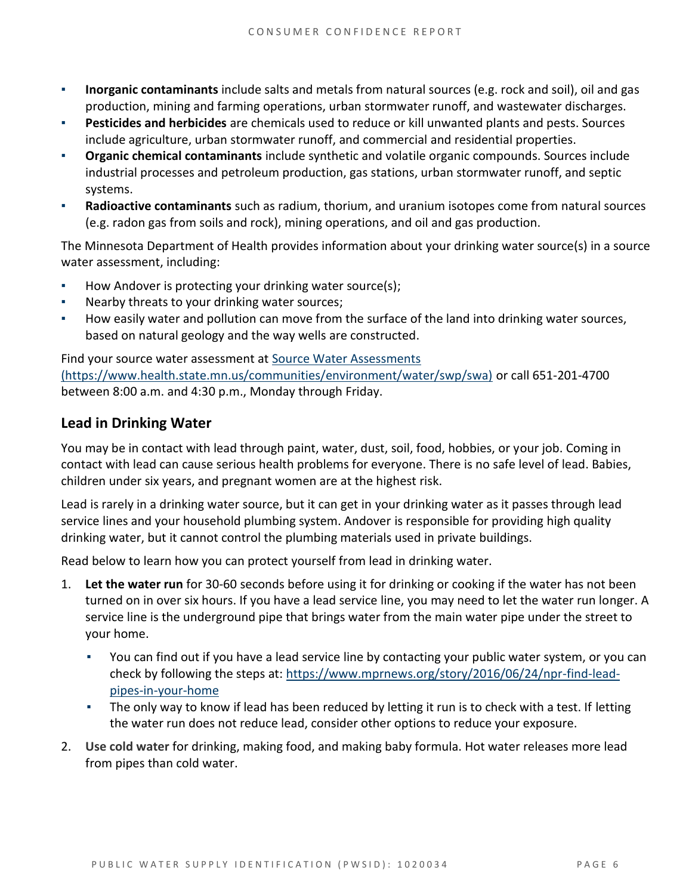- **Inorganic contaminants** include salts and metals from natural sources (e.g. rock and soil), oil and gas production, mining and farming operations, urban stormwater runoff, and wastewater discharges.
- **Pesticides and herbicides** are chemicals used to reduce or kill unwanted plants and pests. Sources include agriculture, urban stormwater runoff, and commercial and residential properties.
- **Organic chemical contaminants** include synthetic and volatile organic compounds. Sources include industrial processes and petroleum production, gas stations, urban stormwater runoff, and septic systems.
- **Radioactive contaminants** such as radium, thorium, and uranium isotopes come from natural sources (e.g. radon gas from soils and rock), mining operations, and oil and gas production.

The Minnesota Department of Health provides information about your drinking water source(s) in a source water assessment, including:

- How Andover is protecting your drinking water source(s);
- Nearby threats to your drinking water sources;
- How easily water and pollution can move from the surface of the land into drinking water sources, based on natural geology and the way wells are constructed.

Find your source water assessment at [Source Water Assessments (https://www.health.state.mn.us/communities/environment/water/swp/swa)](https://www.health.state.mn.us/communities/environment/water/swp/swa) or call 651-201-4700 between 8:00 a.m. and 4:30 p.m., Monday through Friday.

## Lead in Drinking Water

You may be in contact with lead through paint, water, dust, soil, food, hobbies, or your job. Coming in contact with lead can cause serious health problems for everyone. There is no safe level of lead. Babies, children under six years, and pregnant women are at the highest risk.

Lead is rarely in a drinking water source, but it can get in your drinking water as it passes through lead service lines and your household plumbing system. Andover is responsible for providing high quality drinking water, but it cannot control the plumbing materials used in private buildings.

Read below to learn how you can protect yourself from lead in drinking water.

1. **Let the water run** for 30-60 seconds before using it for drinking or cooking if the water has not been turned on in over six hours. If you have a lead service line, you may need to let the water run longer. A service line is the underground pipe that brings water from the main water pipe under the street to your home.
   - You can find out if you have a lead service line by contacting your public water system, or you can check by following the steps at: [https://www.mprnews.org/story/2016/06/24/npr-find-lead-pipes-in-your-home](https://www.mprnews.org/story/2016/06/24/npr-find-lead-pipes-in-your-home)
   - The only way to know if lead has been reduced by letting it run is to check with a test. If letting the water run does not reduce lead, consider other options to reduce your exposure.
2. **Use cold water** for drinking, making food, and making baby formula. Hot water releases more lead from pipes than cold water.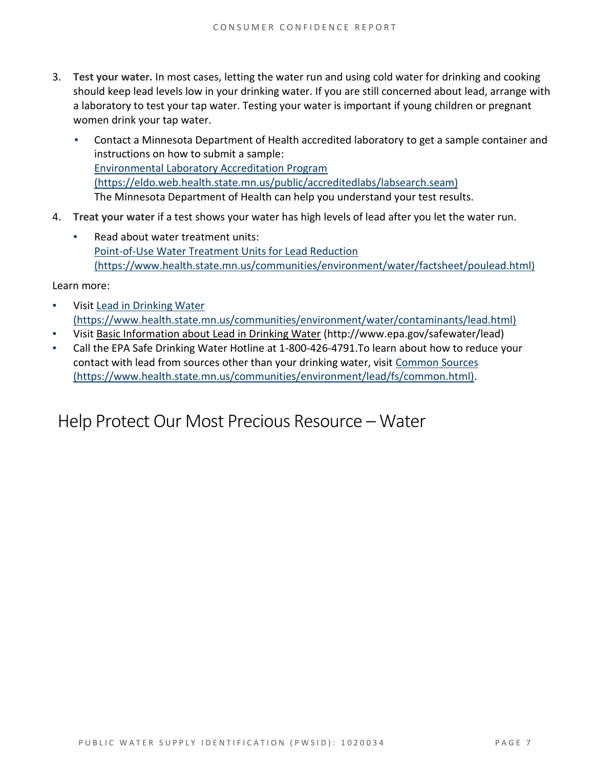3. **Test your water.** In most cases, letting the water run and using cold water for drinking and cooking should keep lead levels low in your drinking water. If you are still concerned about lead, arrange with a laboratory to test your tap water. Testing your water is important if young children or pregnant women drink your tap water.
   - Contact a Minnesota Department of Health accredited laboratory to get a sample container and instructions on how to submit a sample:
     Environmental Laboratory Accreditation Program
     (https://eldo.web.health.state.mn.us/public/accreditedlabs/labsearch.seam)
     The Minnesota Department of Health can help you understand your test results.
4. **Treat your water** if a test shows your water has high levels of lead after you let the water run.
   - Read about water treatment units:
     Point-of-Use Water Treatment Units for Lead Reduction
     (https://www.health.state.mn.us/communities/environment/water/factsheet/poulead.html)

Learn more:

- Visit Lead in Drinking Water
  (https://www.health.state.mn.us/communities/environment/water/contaminants/lead.html)
- Visit Basic Information about Lead in Drinking Water (http://www.epa.gov/safewater/lead)
- Call the EPA Safe Drinking Water Hotline at 1-800-426-4791.To learn about how to reduce your contact with lead from sources other than your drinking water, visit Common Sources (https://www.health.state.mn.us/communities/environment/lead/fs/common.html).

## Help Protect Our Most Precious Resource – Water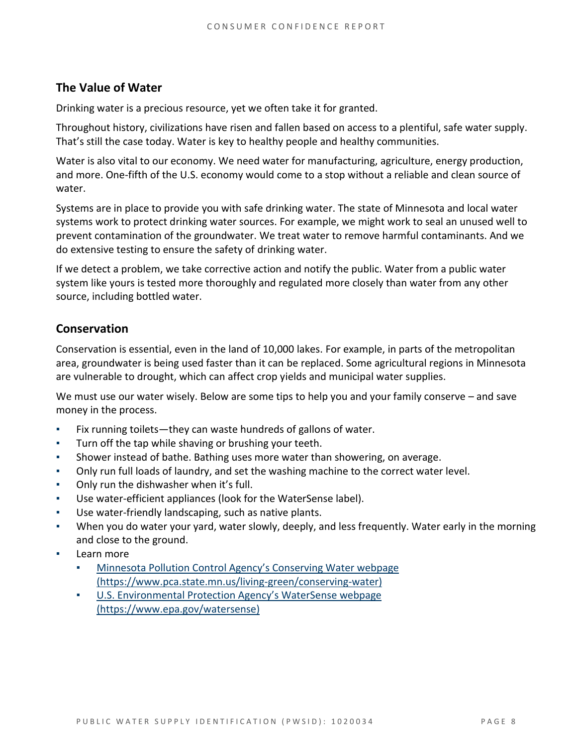## The Value of Water

Drinking water is a precious resource, yet we often take it for granted.

Throughout history, civilizations have risen and fallen based on access to a plentiful, safe water supply. That's still the case today. Water is key to healthy people and healthy communities.

Water is also vital to our economy. We need water for manufacturing, agriculture, energy production, and more. One-fifth of the U.S. economy would come to a stop without a reliable and clean source of water.

Systems are in place to provide you with safe drinking water. The state of Minnesota and local water systems work to protect drinking water sources. For example, we might work to seal an unused well to prevent contamination of the groundwater. We treat water to remove harmful contaminants. And we do extensive testing to ensure the safety of drinking water.

If we detect a problem, we take corrective action and notify the public. Water from a public water system like yours is tested more thoroughly and regulated more closely than water from any other source, including bottled water.

## Conservation

Conservation is essential, even in the land of 10,000 lakes. For example, in parts of the metropolitan area, groundwater is being used faster than it can be replaced. Some agricultural regions in Minnesota are vulnerable to drought, which can affect crop yields and municipal water supplies.

We must use our water wisely. Below are some tips to help you and your family conserve – and save money in the process.

- Fix running toilets—they can waste hundreds of gallons of water.
- Turn off the tap while shaving or brushing your teeth.
- Shower instead of bathe. Bathing uses more water than showering, on average.
- Only run full loads of laundry, and set the washing machine to the correct water level.
- Only run the dishwasher when it's full.
- Use water-efficient appliances (look for the WaterSense label).
- Use water-friendly landscaping, such as native plants.
- When you do water your yard, water slowly, deeply, and less frequently. Water early in the morning and close to the ground.
- Learn more
  - [Minnesota Pollution Control Agency's Conserving Water webpage (https://www.pca.state.mn.us/living-green/conserving-water)](https://www.pca.state.mn.us/living-green/conserving-water)
  - [U.S. Environmental Protection Agency's WaterSense webpage (https://www.epa.gov/watersense)](https://www.epa.gov/watersense)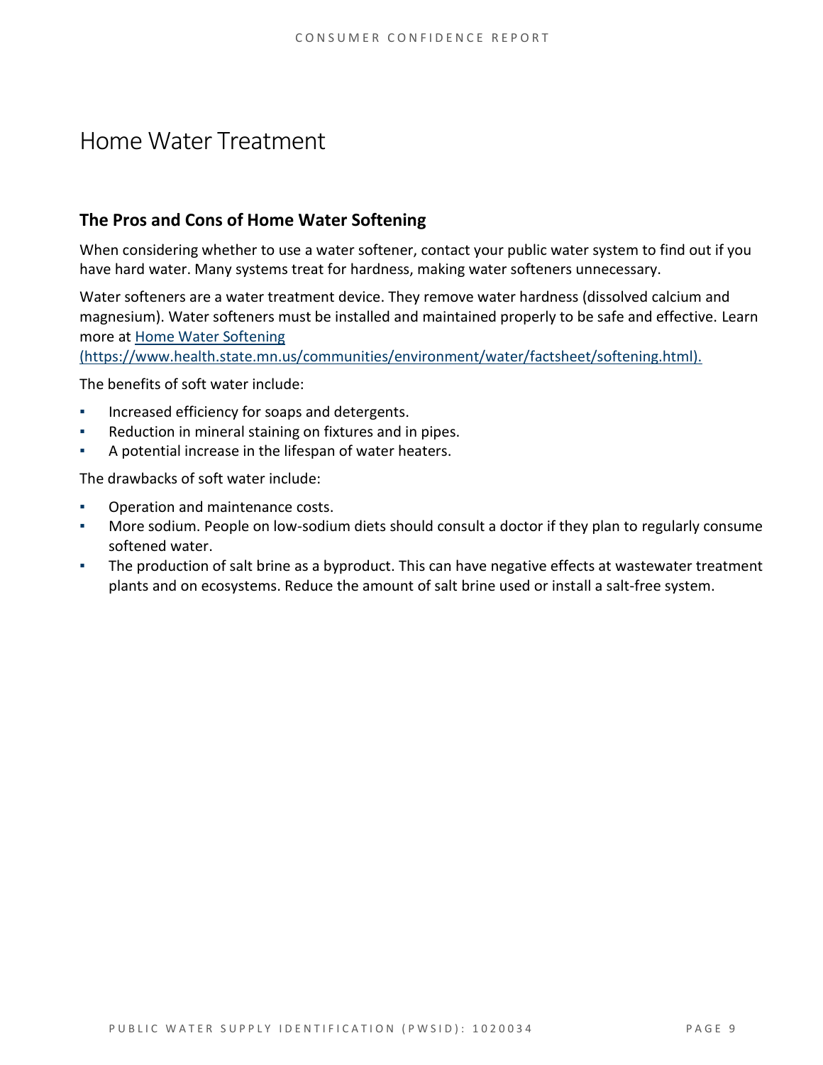# Home Water Treatment

## The Pros and Cons of Home Water Softening

When considering whether to use a water softener, contact your public water system to find out if you have hard water. Many systems treat for hardness, making water softeners unnecessary.

Water softeners are a water treatment device. They remove water hardness (dissolved calcium and magnesium). Water softeners must be installed and maintained properly to be safe and effective. Learn more at [Home Water Softening (https://www.health.state.mn.us/communities/environment/water/factsheet/softening.html).](https://www.health.state.mn.us/communities/environment/water/factsheet/softening.html)

The benefits of soft water include:

- Increased efficiency for soaps and detergents.
- Reduction in mineral staining on fixtures and in pipes.
- A potential increase in the lifespan of water heaters.

The drawbacks of soft water include:

- Operation and maintenance costs.
- More sodium. People on low-sodium diets should consult a doctor if they plan to regularly consume softened water.
- The production of salt brine as a byproduct. This can have negative effects at wastewater treatment plants and on ecosystems. Reduce the amount of salt brine used or install a salt-free system.